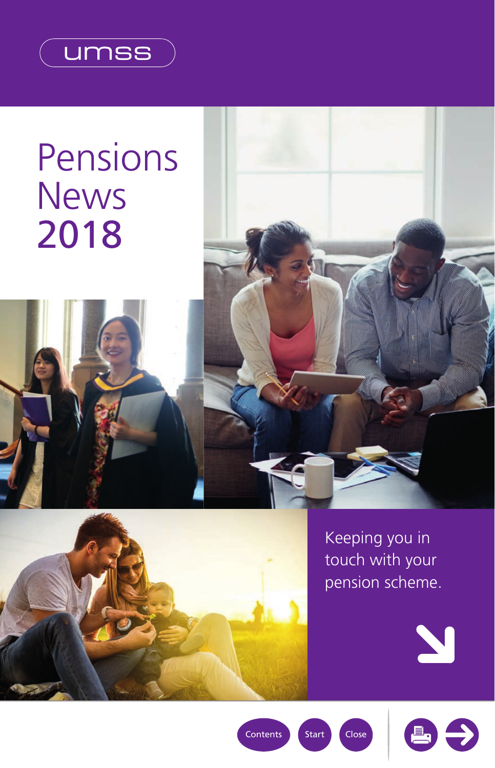umss

# Pensions News 2018

Keeping you in touch with your pension scheme.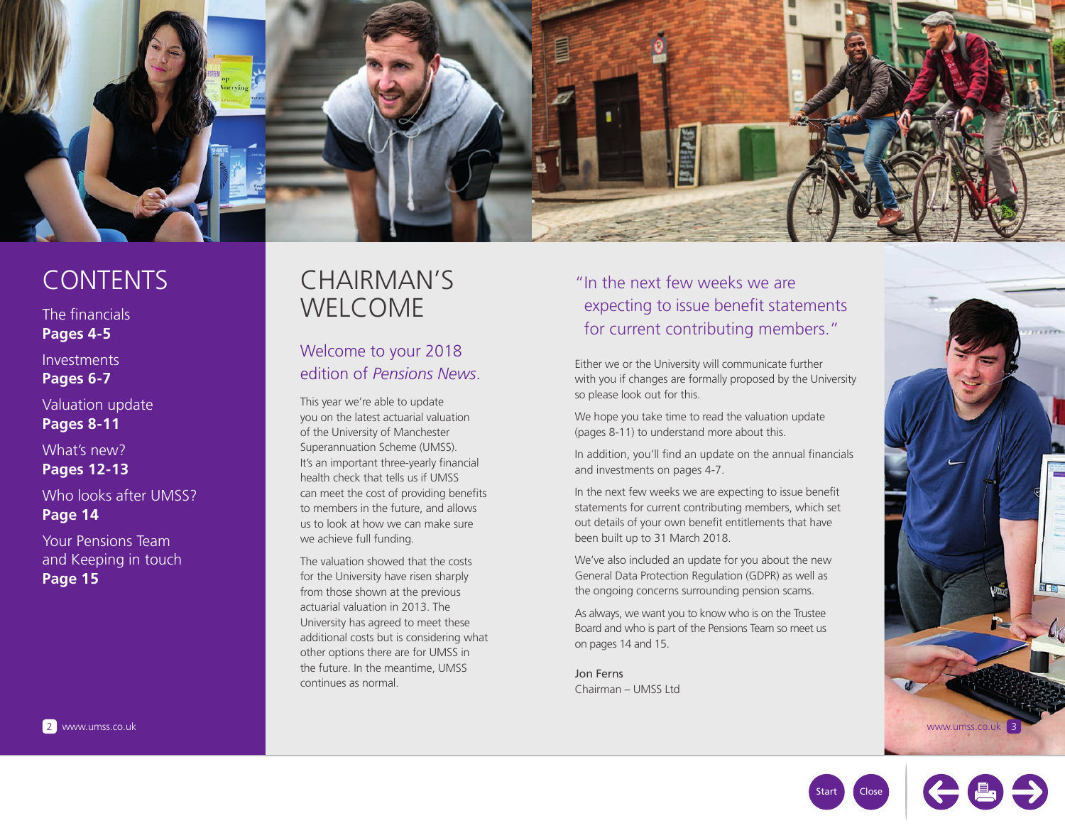# CONTENTS

The financials
**Pages 4-5**

Investments
**Pages 6-7**

Valuation update
**Pages 8-11**

What's new?
**Pages 12-13**

Who looks after UMSS?
**Page 14**

Your Pensions Team and Keeping in touch
**Page 15**

# CHAIRMAN'S WELCOME

## Welcome to your 2018 edition of *Pensions News*.

This year we're able to update you on the latest actuarial valuation of the University of Manchester Superannuation Scheme (UMSS). It's an important three-yearly financial health check that tells us if UMSS can meet the cost of providing benefits to members in the future, and allows us to look at how we can make sure we achieve full funding.

The valuation showed that the costs for the University have risen sharply from those shown at the previous actuarial valuation in 2013. The University has agreed to meet these additional costs but is considering what other options there are for UMSS in the future. In the meantime, UMSS continues as normal.

> "In the next few weeks we are expecting to issue benefit statements for current contributing members."

Either we or the University will communicate further with you if changes are formally proposed by the University so please look out for this.

We hope you take time to read the valuation update (pages 8-11) to understand more about this.

In addition, you'll find an update on the annual financials and investments on pages 4-7.

In the next few weeks we are expecting to issue benefit statements for current contributing members, which set out details of your own benefit entitlements that have been built up to 31 March 2018.

We've also included an update for you about the new General Data Protection Regulation (GDPR) as well as the ongoing concerns surrounding pension scams.

As always, we want you to know who is on the Trustee Board and who is part of the Pensions Team so meet us on pages 14 and 15.

Jon Ferns
Chairman – UMSS Ltd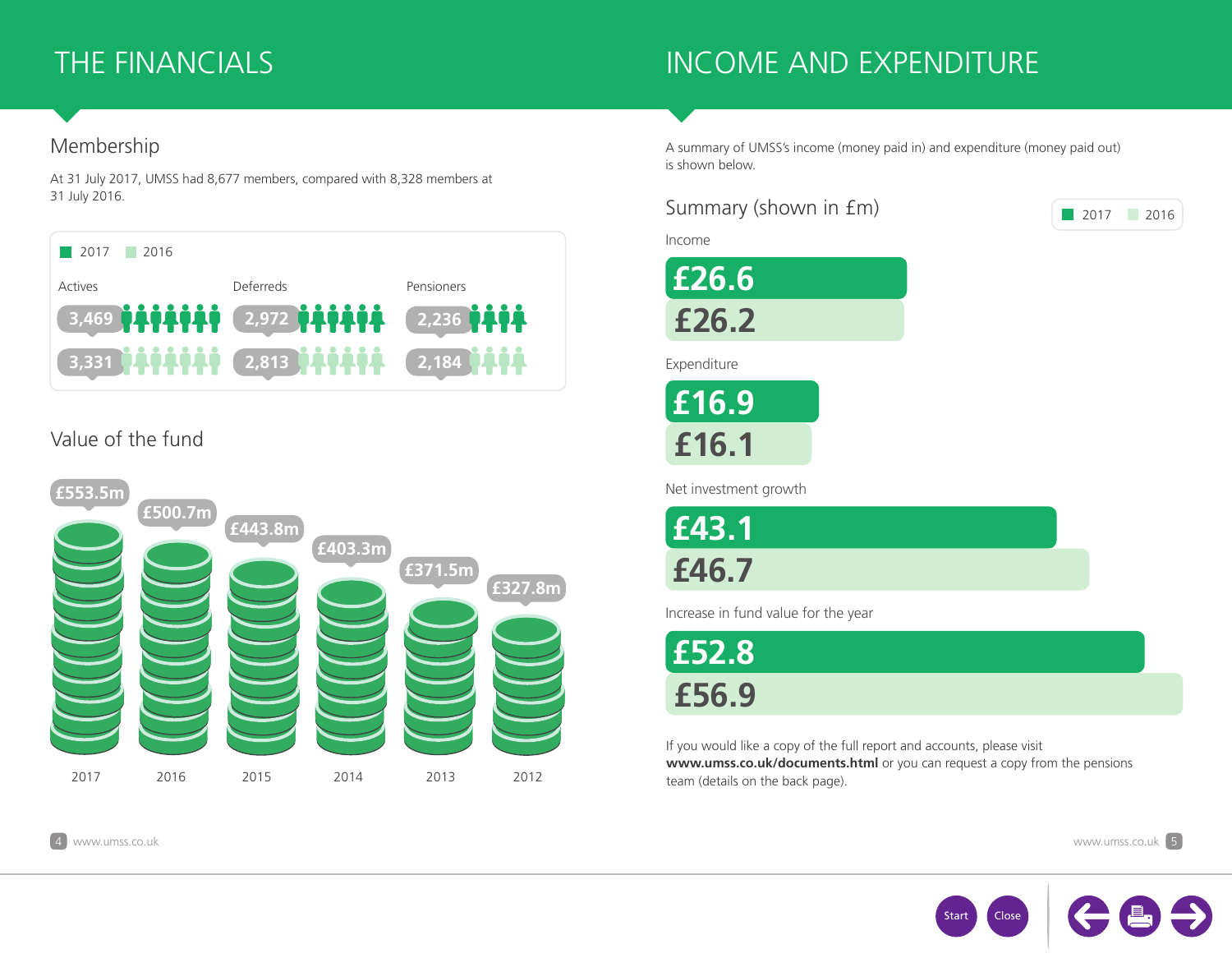# THE FINANCIALS

## Membership

At 31 July 2017, UMSS had 8,677 members, compared with 8,328 members at 31 July 2016.

| | Actives | Deferreds | Pensioners |
|---|---|---|---|
| 2017 | 3,469 | 2,972 | 2,236 |
| 2016 | 3,331 | 2,813 | 2,184 |

## Value of the fund

| 2017 | 2016 | 2015 | 2014 | 2013 | 2012 |
|---|---|---|---|---|---|
| £553.5m | £500.7m | £443.8m | £403.3m | £371.5m | £327.8m |

# INCOME AND EXPENDITURE

A summary of UMSS's income (money paid in) and expenditure (money paid out) is shown below.

## Summary (shown in £m)

| | 2017 | 2016 |
|---|---|---|
| Income | £26.6 | £26.2 |
| Expenditure | £16.9 | £16.1 |
| Net investment growth | £43.1 | £46.7 |
| Increase in fund value for the year | £52.8 | £56.9 |

If you would like a copy of the full report and accounts, please visit **www.umss.co.uk/documents.html** or you can request a copy from the pensions team (details on the back page).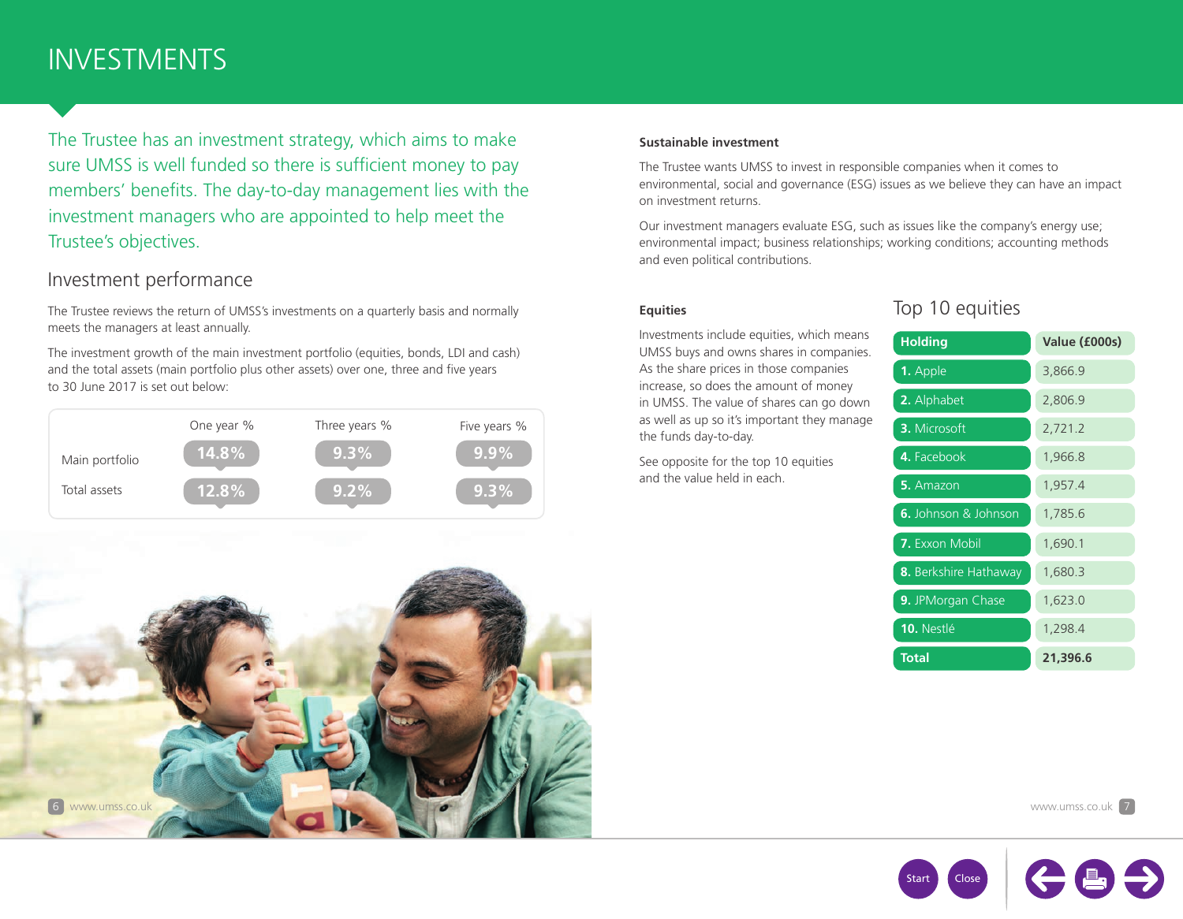# INVESTMENTS

The Trustee has an investment strategy, which aims to make sure UMSS is well funded so there is sufficient money to pay members' benefits. The day-to-day management lies with the investment managers who are appointed to help meet the Trustee's objectives.

## Investment performance

The Trustee reviews the return of UMSS's investments on a quarterly basis and normally meets the managers at least annually.

The investment growth of the main investment portfolio (equities, bonds, LDI and cash) and the total assets (main portfolio plus other assets) over one, three and five years to 30 June 2017 is set out below:

| | One year % | Three years % | Five years % |
|---|---|---|---|
| Main portfolio | 14.8% | 9.3% | 9.9% |
| Total assets | 12.8% | 9.2% | 9.3% |

### Sustainable investment

The Trustee wants UMSS to invest in responsible companies when it comes to environmental, social and governance (ESG) issues as we believe they can have an impact on investment returns.

Our investment managers evaluate ESG, such as issues like the company's energy use; environmental impact; business relationships; working conditions; accounting methods and even political contributions.

### Equities

Investments include equities, which means UMSS buys and owns shares in companies. As the share prices in those companies increase, so does the amount of money in UMSS. The value of shares can go down as well as up so it's important they manage the funds day-to-day.

See opposite for the top 10 equities and the value held in each.

## Top 10 equities

| Holding | Value (£000s) |
|---|---|
| 1. Apple | 3,866.9 |
| 2. Alphabet | 2,806.9 |
| 3. Microsoft | 2,721.2 |
| 4. Facebook | 1,966.8 |
| 5. Amazon | 1,957.4 |
| 6. Johnson & Johnson | 1,785.6 |
| 7. Exxon Mobil | 1,690.1 |
| 8. Berkshire Hathaway | 1,680.3 |
| 9. JPMorgan Chase | 1,623.0 |
| 10. Nestlé | 1,298.4 |
| **Total** | **21,396.6** |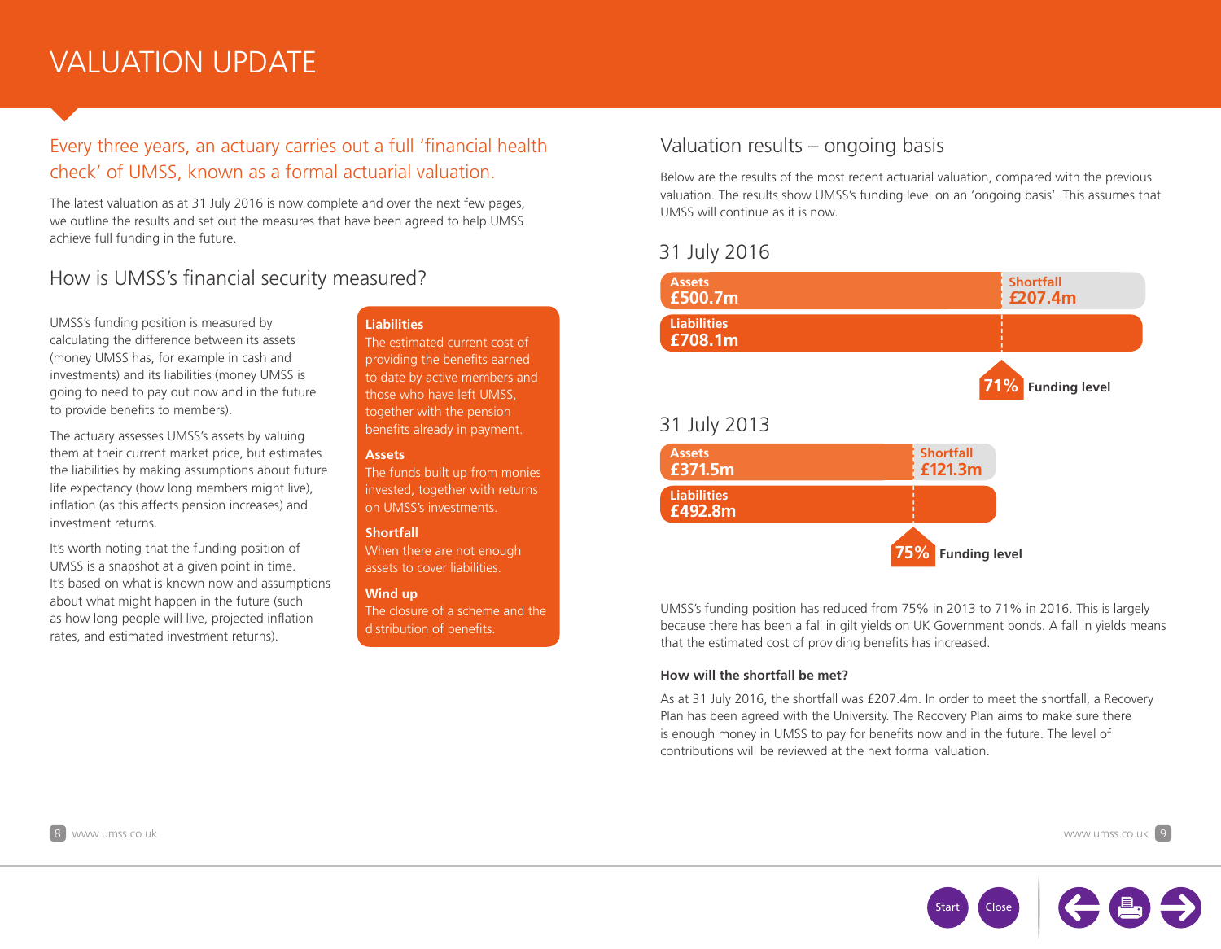# VALUATION UPDATE

Every three years, an actuary carries out a full 'financial health check' of UMSS, known as a formal actuarial valuation.

The latest valuation as at 31 July 2016 is now complete and over the next few pages, we outline the results and set out the measures that have been agreed to help UMSS achieve full funding in the future.

## How is UMSS's financial security measured?

UMSS's funding position is measured by calculating the difference between its assets (money UMSS has, for example in cash and investments) and its liabilities (money UMSS is going to need to pay out now and in the future to provide benefits to members).

The actuary assesses UMSS's assets by valuing them at their current market price, but estimates the liabilities by making assumptions about future life expectancy (how long members might live), inflation (as this affects pension increases) and investment returns.

It's worth noting that the funding position of UMSS is a snapshot at a given point in time. It's based on what is known now and assumptions about what might happen in the future (such as how long people will live, projected inflation rates, and estimated investment returns).

**Liabilities**
The estimated current cost of providing the benefits earned to date by active members and those who have left UMSS, together with the pension benefits already in payment.

**Assets**
The funds built up from monies invested, together with returns on UMSS's investments.

**Shortfall**
When there are not enough assets to cover liabilities.

**Wind up**
The closure of a scheme and the distribution of benefits.

## Valuation results – ongoing basis

Below are the results of the most recent actuarial valuation, compared with the previous valuation. The results show UMSS's funding level on an 'ongoing basis'. This assumes that UMSS will continue as it is now.

### 31 July 2016

| Assets | Shortfall | Liabilities | Funding level |
|---|---|---|---|
| £500.7m | £207.4m | £708.1m | 71% |

### 31 July 2013

| Assets | Shortfall | Liabilities | Funding level |
|---|---|---|---|
| £371.5m | £121.3m | £492.8m | 75% |

UMSS's funding position has reduced from 75% in 2013 to 71% in 2016. This is largely because there has been a fall in gilt yields on UK Government bonds. A fall in yields means that the estimated cost of providing benefits has increased.

**How will the shortfall be met?**

As at 31 July 2016, the shortfall was £207.4m. In order to meet the shortfall, a Recovery Plan has been agreed with the University. The Recovery Plan aims to make sure there is enough money in UMSS to pay for benefits now and in the future. The level of contributions will be reviewed at the next formal valuation.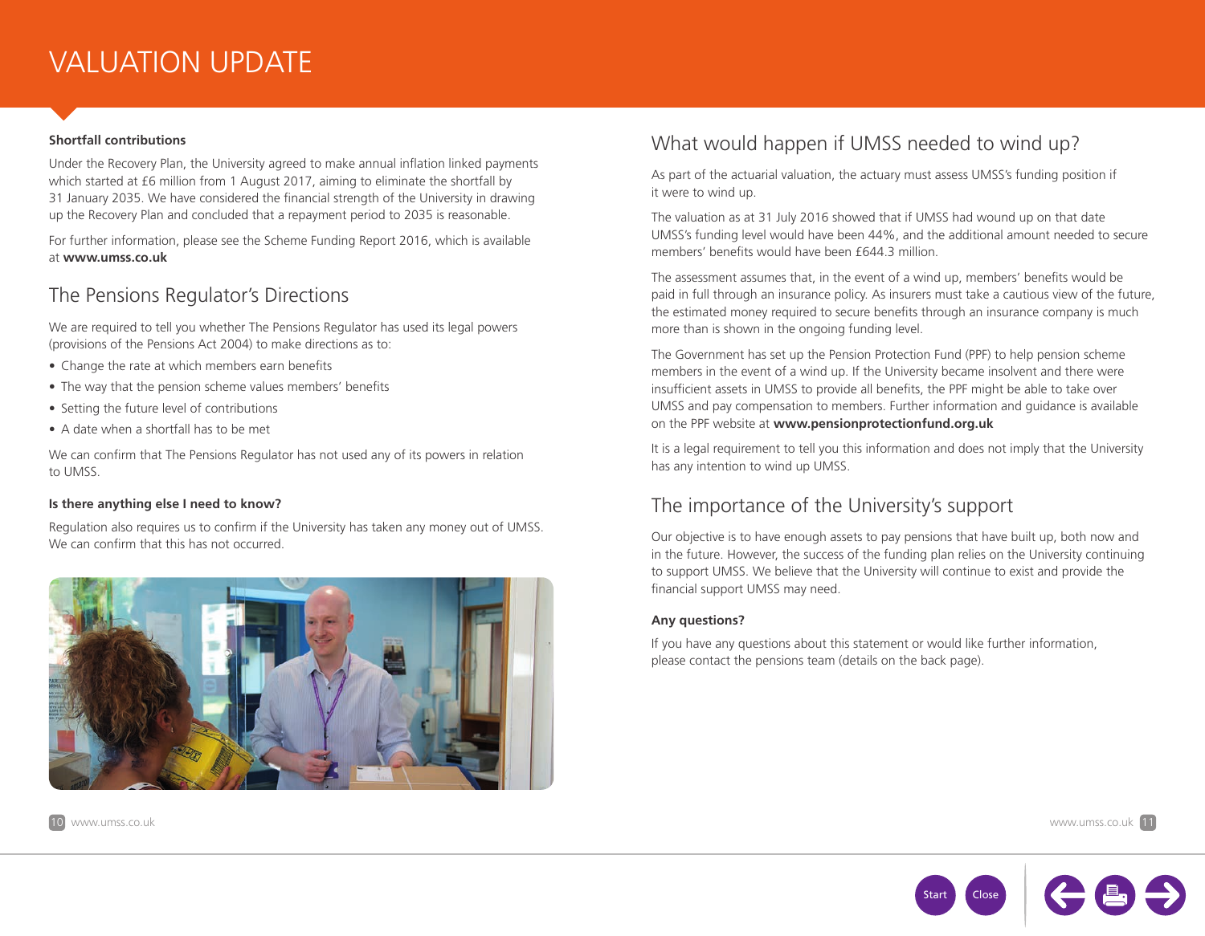# VALUATION UPDATE

**Shortfall contributions**

Under the Recovery Plan, the University agreed to make annual inflation linked payments which started at £6 million from 1 August 2017, aiming to eliminate the shortfall by 31 January 2035. We have considered the financial strength of the University in drawing up the Recovery Plan and concluded that a repayment period to 2035 is reasonable.

For further information, please see the Scheme Funding Report 2016, which is available at **www.umss.co.uk**

## The Pensions Regulator's Directions

We are required to tell you whether The Pensions Regulator has used its legal powers (provisions of the Pensions Act 2004) to make directions as to:

- Change the rate at which members earn benefits
- The way that the pension scheme values members' benefits
- Setting the future level of contributions
- A date when a shortfall has to be met

We can confirm that The Pensions Regulator has not used any of its powers in relation to UMSS.

**Is there anything else I need to know?**

Regulation also requires us to confirm if the University has taken any money out of UMSS. We can confirm that this has not occurred.

## What would happen if UMSS needed to wind up?

As part of the actuarial valuation, the actuary must assess UMSS's funding position if it were to wind up.

The valuation as at 31 July 2016 showed that if UMSS had wound up on that date UMSS's funding level would have been 44%, and the additional amount needed to secure members' benefits would have been £644.3 million.

The assessment assumes that, in the event of a wind up, members' benefits would be paid in full through an insurance policy. As insurers must take a cautious view of the future, the estimated money required to secure benefits through an insurance company is much more than is shown in the ongoing funding level.

The Government has set up the Pension Protection Fund (PPF) to help pension scheme members in the event of a wind up. If the University became insolvent and there were insufficient assets in UMSS to provide all benefits, the PPF might be able to take over UMSS and pay compensation to members. Further information and guidance is available on the PPF website at **www.pensionprotectionfund.org.uk**

It is a legal requirement to tell you this information and does not imply that the University has any intention to wind up UMSS.

## The importance of the University's support

Our objective is to have enough assets to pay pensions that have built up, both now and in the future. However, the success of the funding plan relies on the University continuing to support UMSS. We believe that the University will continue to exist and provide the financial support UMSS may need.

**Any questions?**

If you have any questions about this statement or would like further information, please contact the pensions team (details on the back page).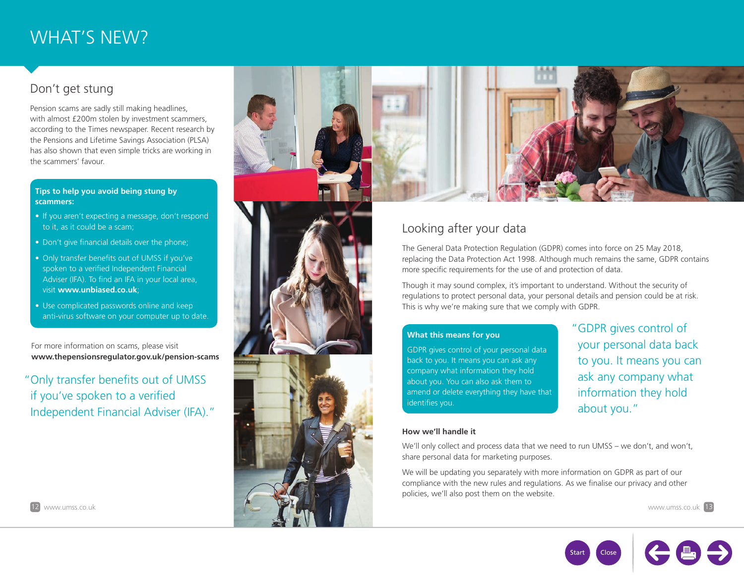# WHAT'S NEW?

## Don't get stung

Pension scams are sadly still making headlines, with almost £200m stolen by investment scammers, according to the Times newspaper. Recent research by the Pensions and Lifetime Savings Association (PLSA) has also shown that even simple tricks are working in the scammers' favour.

**Tips to help you avoid being stung by scammers:**

- If you aren't expecting a message, don't respond to it, as it could be a scam;
- Don't give financial details over the phone;
- Only transfer benefits out of UMSS if you've spoken to a verified Independent Financial Adviser (IFA). To find an IFA in your local area, visit **www.unbiased.co.uk**;
- Use complicated passwords online and keep anti-virus software on your computer up to date.

For more information on scams, please visit **www.thepensionsregulator.gov.uk/pension-scams**

> "Only transfer benefits out of UMSS if you've spoken to a verified Independent Financial Adviser (IFA)."

## Looking after your data

The General Data Protection Regulation (GDPR) comes into force on 25 May 2018, replacing the Data Protection Act 1998. Although much remains the same, GDPR contains more specific requirements for the use of and protection of data.

Though it may sound complex, it's important to understand. Without the security of regulations to protect personal data, your personal details and pension could be at risk. This is why we're making sure that we comply with GDPR.

**What this means for you**

GDPR gives control of your personal data back to you. It means you can ask any company what information they hold about you. You can also ask them to amend or delete everything they have that identifies you.

> "GDPR gives control of your personal data back to you. It means you can ask any company what information they hold about you."

**How we'll handle it**

We'll only collect and process data that we need to run UMSS – we don't, and won't, share personal data for marketing purposes.

We will be updating you separately with more information on GDPR as part of our compliance with the new rules and regulations. As we finalise our privacy and other policies, we'll also post them on the website.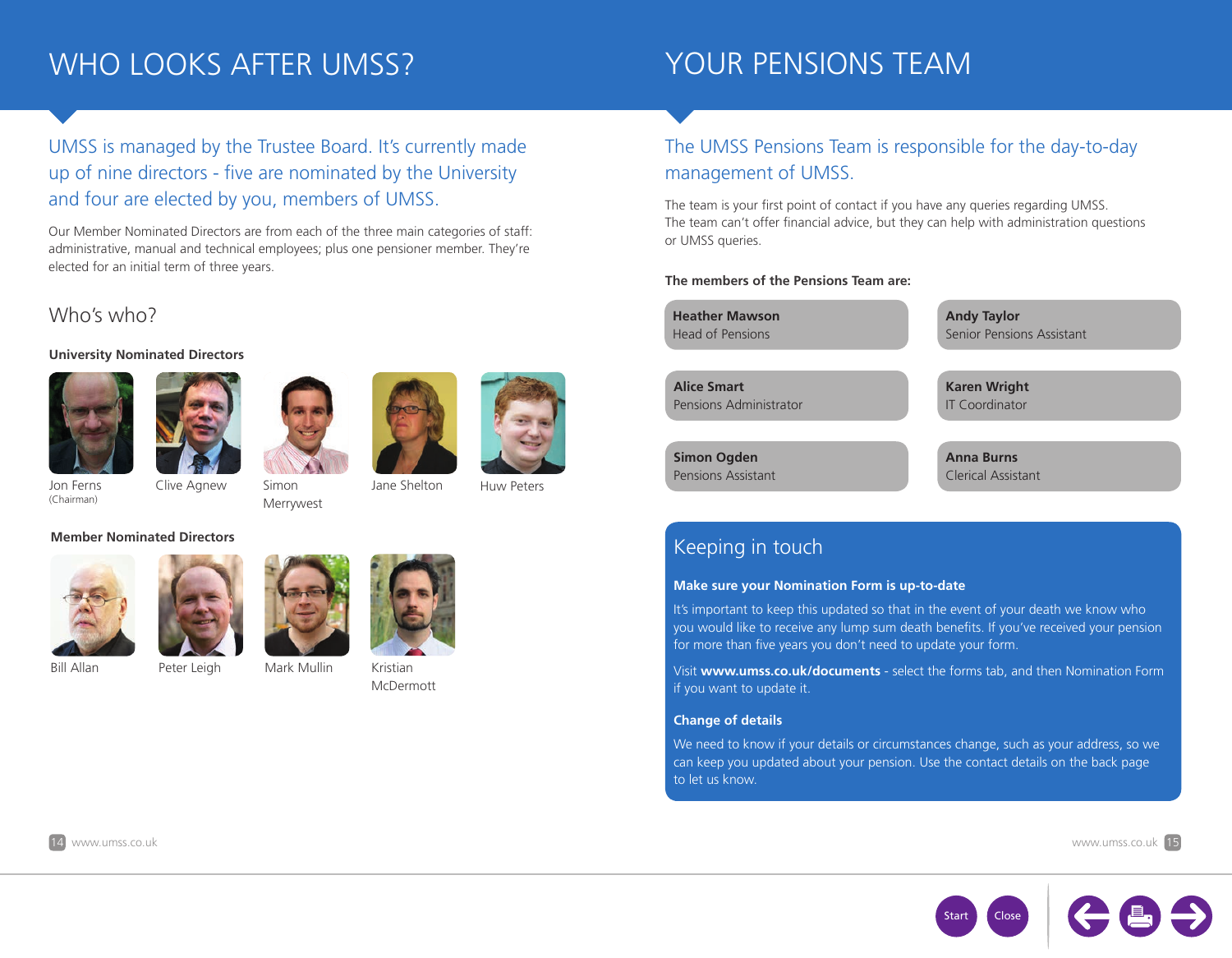# WHO LOOKS AFTER UMSS?

UMSS is managed by the Trustee Board. It's currently made up of nine directors - five are nominated by the University and four are elected by you, members of UMSS.

Our Member Nominated Directors are from each of the three main categories of staff: administrative, manual and technical employees; plus one pensioner member. They're elected for an initial term of three years.

## Who's who?

**University Nominated Directors**

- Jon Ferns (Chairman)
- Clive Agnew
- Simon Merrywest
- Jane Shelton
- Huw Peters

**Member Nominated Directors**

- Bill Allan
- Peter Leigh
- Mark Mullin
- Kristian McDermott

# YOUR PENSIONS TEAM

The UMSS Pensions Team is responsible for the day-to-day management of UMSS.

The team is your first point of contact if you have any queries regarding UMSS. The team can't offer financial advice, but they can help with administration questions or UMSS queries.

**The members of the Pensions Team are:**

- **Heather Mawson** – Head of Pensions
- **Andy Taylor** – Senior Pensions Assistant
- **Alice Smart** – Pensions Administrator
- **Karen Wright** – IT Coordinator
- **Simon Ogden** – Pensions Assistant
- **Anna Burns** – Clerical Assistant

## Keeping in touch

**Make sure your Nomination Form is up-to-date**

It's important to keep this updated so that in the event of your death we know who you would like to receive any lump sum death benefits. If you've received your pension for more than five years you don't need to update your form.

Visit **www.umss.co.uk/documents** - select the forms tab, and then Nomination Form if you want to update it.

**Change of details**

We need to know if your details or circumstances change, such as your address, so we can keep you updated about your pension. Use the contact details on the back page to let us know.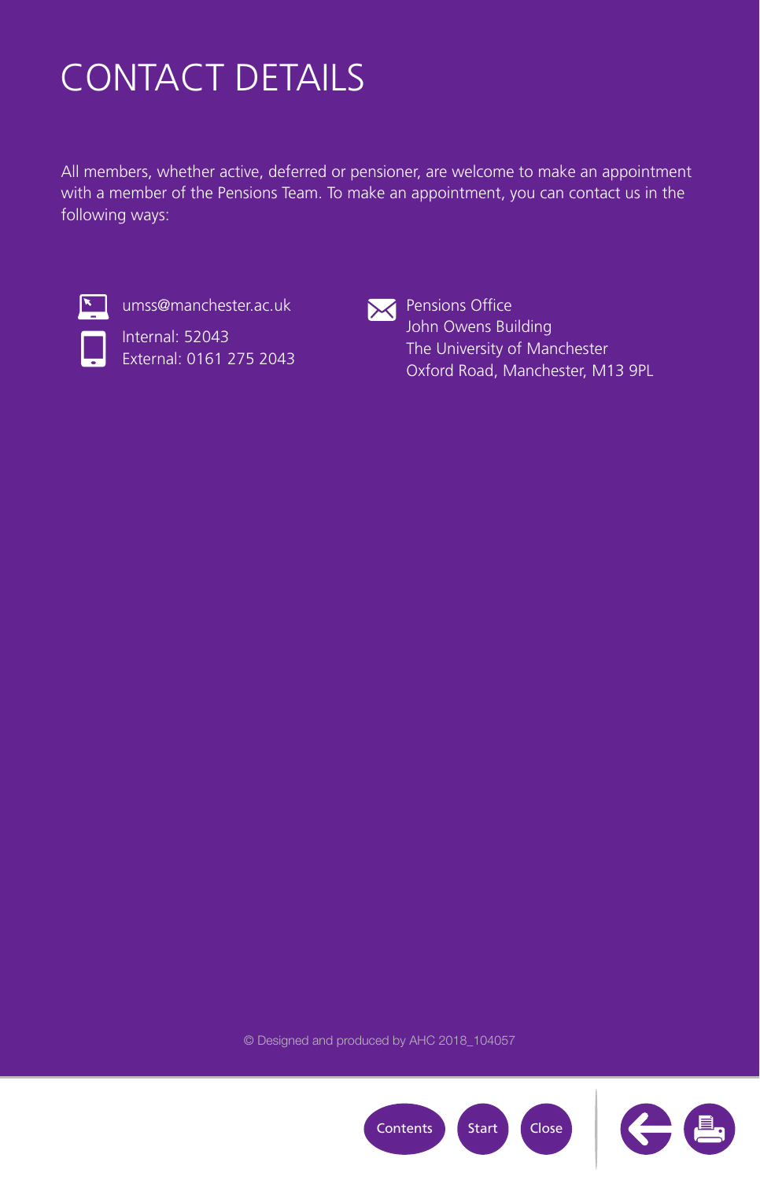# CONTACT DETAILS

All members, whether active, deferred or pensioner, are welcome to make an appointment with a member of the Pensions Team. To make an appointment, you can contact us in the following ways:

umss@manchester.ac.uk

Internal: 52043
External: 0161 275 2043

Pensions Office
John Owens Building
The University of Manchester
Oxford Road, Manchester, M13 9PL

© Designed and produced by AHC 2018_104057